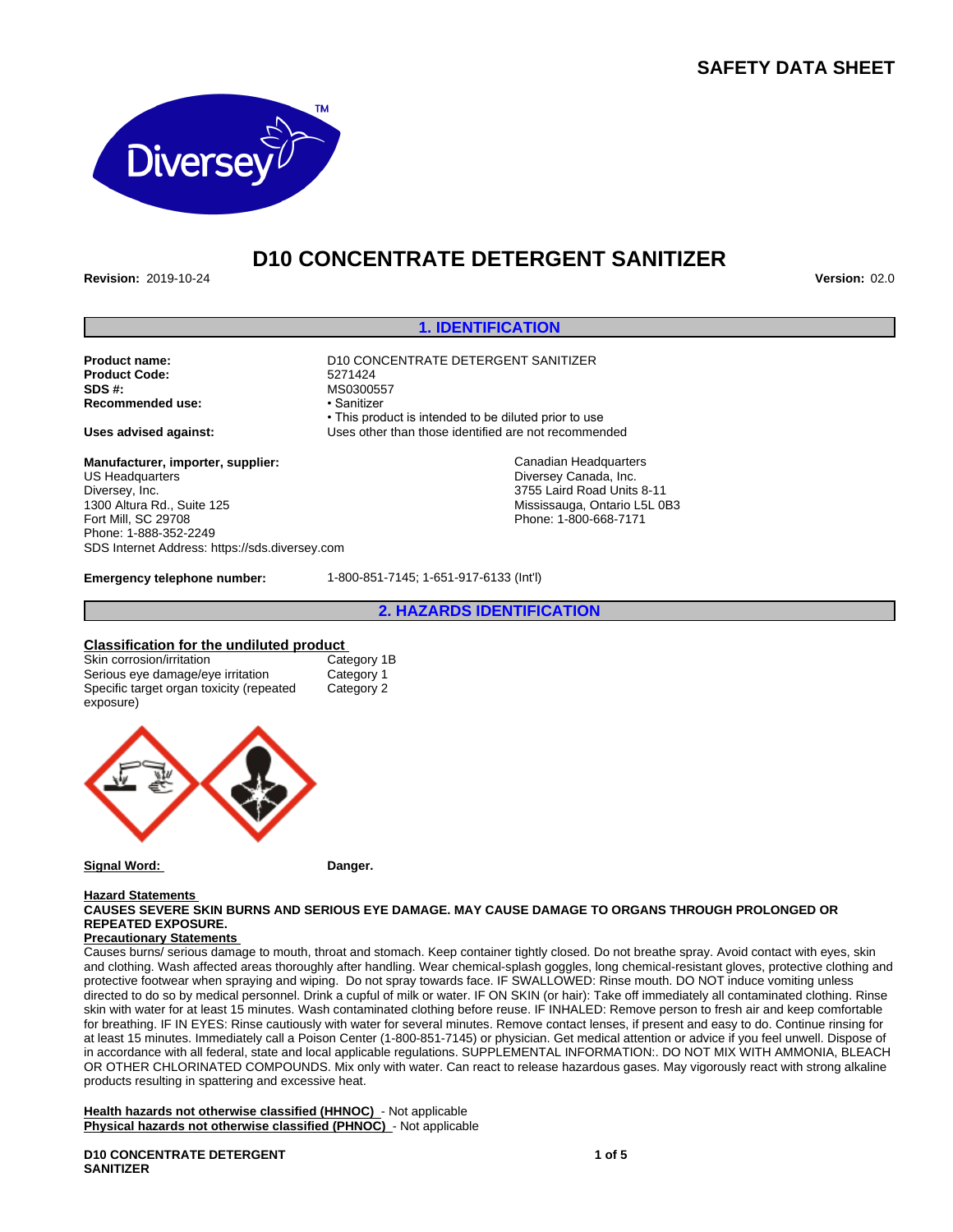# SAFETY DATA SHEET

# D10 CONCENTRATE DETERGENT SANITIZER

**Revision:** 2019-10-24 **Version:** 02.0

## 1. IDENTIFICATION

**Product name:** D10 CONCENTRATE DETERGENT SANITIZER
**Product Code:** 5271424
**SDS #:** MS0300557
**Recommended use:**
- Sanitizer
- This product is intended to be diluted prior to use

**Uses advised against:** Uses other than those identified are not recommended

**Manufacturer, importer, supplier:**

US Headquarters
Diversey, Inc.
1300 Altura Rd., Suite 125
Fort Mill, SC 29708
Phone: 1-888-352-2249
SDS Internet Address: https://sds.diversey.com

Canadian Headquarters
Diversey Canada, Inc.
3755 Laird Road Units 8-11
Mississauga, Ontario L5L 0B3
Phone: 1-800-668-7171

**Emergency telephone number:** 1-800-851-7145; 1-651-917-6133 (Int'l)

## 2. HAZARDS IDENTIFICATION

**Classification for the undiluted product**

| | |
|---|---|
| Skin corrosion/irritation | Category 1B |
| Serious eye damage/eye irritation | Category 1 |
| Specific target organ toxicity (repeated exposure) | Category 2 |

**Signal Word:** **Danger.**

**Hazard Statements**

**CAUSES SEVERE SKIN BURNS AND SERIOUS EYE DAMAGE. MAY CAUSE DAMAGE TO ORGANS THROUGH PROLONGED OR REPEATED EXPOSURE.**

**Precautionary Statements**

Causes burns/ serious damage to mouth, throat and stomach. Keep container tightly closed. Do not breathe spray. Avoid contact with eyes, skin and clothing. Wash affected areas thoroughly after handling. Wear chemical-splash goggles, long chemical-resistant gloves, protective clothing and protective footwear when spraying and wiping. Do not spray towards face. IF SWALLOWED: Rinse mouth. DO NOT induce vomiting unless directed to do so by medical personnel. Drink a cupful of milk or water. IF ON SKIN (or hair): Take off immediately all contaminated clothing. Rinse skin with water for at least 15 minutes. Wash contaminated clothing before reuse. IF INHALED: Remove person to fresh air and keep comfortable for breathing. IF IN EYES: Rinse cautiously with water for several minutes. Remove contact lenses, if present and easy to do. Continue rinsing for at least 15 minutes. Immediately call a Poison Center (1-800-851-7145) or physician. Get medical attention or advice if you feel unwell. Dispose of in accordance with all federal, state and local applicable regulations. SUPPLEMENTAL INFORMATION:. DO NOT MIX WITH AMMONIA, BLEACH OR OTHER CHLORINATED COMPOUNDS. Mix only with water. Can react to release hazardous gases. May vigorously react with strong alkaline products resulting in spattering and excessive heat.

**Health hazards not otherwise classified (HHNOC)** - Not applicable
**Physical hazards not otherwise classified (PHNOC)** - Not applicable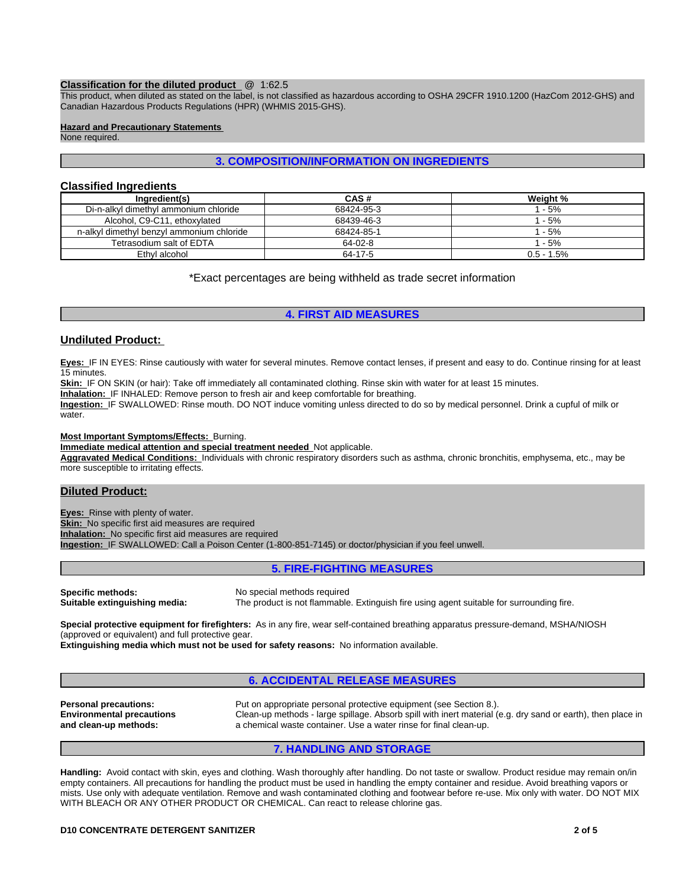**Classification for the diluted product** @ 1:62.5

This product, when diluted as stated on the label, is not classified as hazardous according to OSHA 29CFR 1910.1200 (HazCom 2012-GHS) and Canadian Hazardous Products Regulations (HPR) (WHMIS 2015-GHS).

**Hazard and Precautionary Statements**

None required.

## 3. COMPOSITION/INFORMATION ON INGREDIENTS

### Classified Ingredients

| Ingredient(s) | CAS # | Weight % |
|---|---|---|
| Di-n-alkyl dimethyl ammonium chloride | 68424-95-3 | 1 - 5% |
| Alcohol, C9-C11, ethoxylated | 68439-46-3 | 1 - 5% |
| n-alkyl dimethyl benzyl ammonium chloride | 68424-85-1 | 1 - 5% |
| Tetrasodium salt of EDTA | 64-02-8 | 1 - 5% |
| Ethyl alcohol | 64-17-5 | 0.5 - 1.5% |

*Exact percentages are being withheld as trade secret information

## 4. FIRST AID MEASURES

### Undiluted Product:

**Eyes:** IF IN EYES: Rinse cautiously with water for several minutes. Remove contact lenses, if present and easy to do. Continue rinsing for at least 15 minutes.

**Skin:** IF ON SKIN (or hair): Take off immediately all contaminated clothing. Rinse skin with water for at least 15 minutes.

**Inhalation:** IF INHALED: Remove person to fresh air and keep comfortable for breathing.

**Ingestion:** IF SWALLOWED: Rinse mouth. DO NOT induce vomiting unless directed to do so by medical personnel. Drink a cupful of milk or water.

**Most Important Symptoms/Effects:** Burning.

**Immediate medical attention and special treatment needed** Not applicable.

**Aggravated Medical Conditions:** Individuals with chronic respiratory disorders such as asthma, chronic bronchitis, emphysema, etc., may be more susceptible to irritating effects.

### Diluted Product:

**Eyes:** Rinse with plenty of water.

**Skin:** No specific first aid measures are required

**Inhalation:** No specific first aid measures are required

**Ingestion:** IF SWALLOWED: Call a Poison Center (1-800-851-7145) or doctor/physician if you feel unwell.

## 5. FIRE-FIGHTING MEASURES

**Specific methods:** No special methods required

**Suitable extinguishing media:** The product is not flammable. Extinguish fire using agent suitable for surrounding fire.

**Special protective equipment for firefighters:** As in any fire, wear self-contained breathing apparatus pressure-demand, MSHA/NIOSH (approved or equivalent) and full protective gear.

**Extinguishing media which must not be used for safety reasons:** No information available.

## 6. ACCIDENTAL RELEASE MEASURES

**Personal precautions:** Put on appropriate personal protective equipment (see Section 8.).

**Environmental precautions and clean-up methods:** Clean-up methods - large spillage. Absorb spill with inert material (e.g. dry sand or earth), then place in a chemical waste container. Use a water rinse for final clean-up.

## 7. HANDLING AND STORAGE

**Handling:** Avoid contact with skin, eyes and clothing. Wash thoroughly after handling. Do not taste or swallow. Product residue may remain on/in empty containers. All precautions for handling the product must be used in handling the empty container and residue. Avoid breathing vapors or mists. Use only with adequate ventilation. Remove and wash contaminated clothing and footwear before re-use. Mix only with water. DO NOT MIX WITH BLEACH OR ANY OTHER PRODUCT OR CHEMICAL. Can react to release chlorine gas.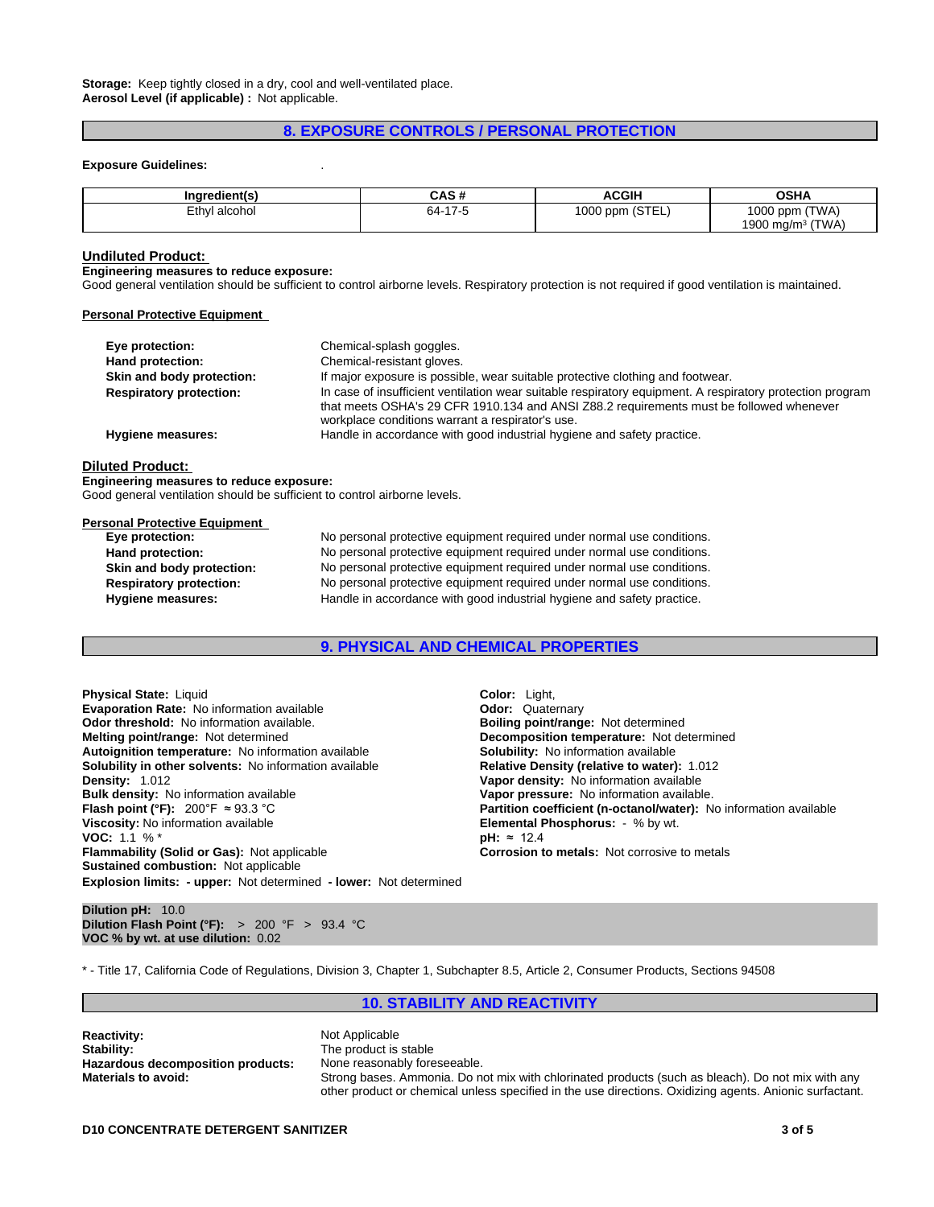**Storage:** Keep tightly closed in a dry, cool and well-ventilated place.
**Aerosol Level (if applicable) :** Not applicable.

## 8. EXPOSURE CONTROLS / PERSONAL PROTECTION

**Exposure Guidelines:** .

| Ingredient(s) | CAS # | ACGIH | OSHA |
|---|---|---|---|
| Ethyl alcohol | 64-17-5 | 1000 ppm (STEL) | 1000 ppm (TWA)<br>1900 mg/m$^3$ (TWA) |

### Undiluted Product:

**Engineering measures to reduce exposure:**
Good general ventilation should be sufficient to control airborne levels. Respiratory protection is not required if good ventilation is maintained.

**Personal Protective Equipment**

- **Eye protection:** Chemical-splash goggles.
- **Hand protection:** Chemical-resistant gloves.
- **Skin and body protection:** If major exposure is possible, wear suitable protective clothing and footwear.
- **Respiratory protection:** In case of insufficient ventilation wear suitable respiratory equipment. A respiratory protection program that meets OSHA's 29 CFR 1910.134 and ANSI Z88.2 requirements must be followed whenever workplace conditions warrant a respirator's use.
- **Hygiene measures:** Handle in accordance with good industrial hygiene and safety practice.

### Diluted Product:

**Engineering measures to reduce exposure:**
Good general ventilation should be sufficient to control airborne levels.

**Personal Protective Equipment**

- **Eye protection:** No personal protective equipment required under normal use conditions.
- **Hand protection:** No personal protective equipment required under normal use conditions.
- **Skin and body protection:** No personal protective equipment required under normal use conditions.
- **Respiratory protection:** No personal protective equipment required under normal use conditions.
- **Hygiene measures:** Handle in accordance with good industrial hygiene and safety practice.

## 9. PHYSICAL AND CHEMICAL PROPERTIES

**Physical State:** Liquid
**Evaporation Rate:** No information available
**Odor threshold:** No information available.
**Melting point/range:** Not determined
**Autoignition temperature:** No information available
**Solubility in other solvents:** No information available
**Density:** 1.012
**Bulk density:** No information available
**Flash point (°F):** 200°F ≈ 93.3 °C
**Viscosity:** No information available
**VOC:** 1.1 % *
**Flammability (Solid or Gas):** Not applicable
**Sustained combustion:** Not applicable
**Explosion limits: - upper:** Not determined **- lower:** Not determined

**Color:** Light,
**Odor:** Quaternary
**Boiling point/range:** Not determined
**Decomposition temperature:** Not determined
**Solubility:** No information available
**Relative Density (relative to water):** 1.012
**Vapor density:** No information available
**Vapor pressure:** No information available.
**Partition coefficient (n-octanol/water):** No information available
**Elemental Phosphorus:** - % by wt.
**pH:** ≈ 12.4
**Corrosion to metals:** Not corrosive to metals

**Dilution pH:** 10.0
**Dilution Flash Point (°F):** > 200 °F > 93.4 °C
**VOC % by wt. at use dilution:** 0.02

* - Title 17, California Code of Regulations, Division 3, Chapter 1, Subchapter 8.5, Article 2, Consumer Products, Sections 94508

## 10. STABILITY AND REACTIVITY

**Reactivity:** Not Applicable
**Stability:** The product is stable
**Hazardous decomposition products:** None reasonably foreseeable.
**Materials to avoid:** Strong bases. Ammonia. Do not mix with chlorinated products (such as bleach). Do not mix with any other product or chemical unless specified in the use directions. Oxidizing agents. Anionic surfactant.

**D10 CONCENTRATE DETERGENT SANITIZER**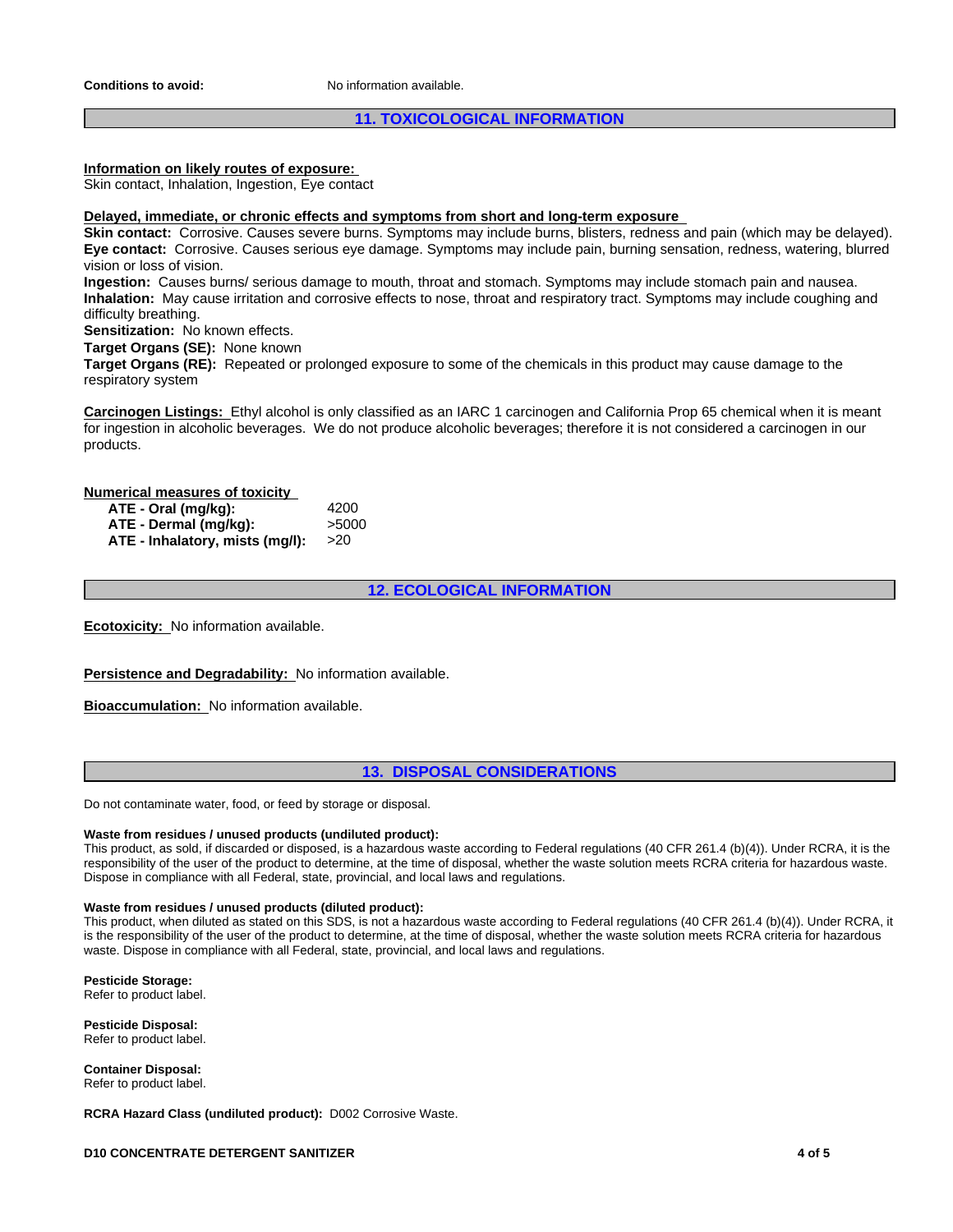**Conditions to avoid:** No information available.

## 11. TOXICOLOGICAL INFORMATION

**Information on likely routes of exposure:**
Skin contact, Inhalation, Ingestion, Eye contact

**Delayed, immediate, or chronic effects and symptoms from short and long-term exposure**

**Skin contact:** Corrosive. Causes severe burns. Symptoms may include burns, blisters, redness and pain (which may be delayed).
**Eye contact:** Corrosive. Causes serious eye damage. Symptoms may include pain, burning sensation, redness, watering, blurred vision or loss of vision.
**Ingestion:** Causes burns/ serious damage to mouth, throat and stomach. Symptoms may include stomach pain and nausea.
**Inhalation:** May cause irritation and corrosive effects to nose, throat and respiratory tract. Symptoms may include coughing and difficulty breathing.
**Sensitization:** No known effects.
**Target Organs (SE):** None known
**Target Organs (RE):** Repeated or prolonged exposure to some of the chemicals in this product may cause damage to the respiratory system

**Carcinogen Listings:** Ethyl alcohol is only classified as an IARC 1 carcinogen and California Prop 65 chemical when it is meant for ingestion in alcoholic beverages. We do not produce alcoholic beverages; therefore it is not considered a carcinogen in our products.

**Numerical measures of toxicity**

| | |
|---|---|
| **ATE - Oral (mg/kg):** | 4200 |
| **ATE - Dermal (mg/kg):** | >5000 |
| **ATE - Inhalatory, mists (mg/l):** | >20 |

## 12. ECOLOGICAL INFORMATION

**Ecotoxicity:** No information available.

**Persistence and Degradability:** No information available.

**Bioaccumulation:** No information available.

## 13. DISPOSAL CONSIDERATIONS

Do not contaminate water, food, or feed by storage or disposal.

**Waste from residues / unused products (undiluted product):**
This product, as sold, if discarded or disposed, is a hazardous waste according to Federal regulations (40 CFR 261.4 (b)(4)). Under RCRA, it is the responsibility of the user of the product to determine, at the time of disposal, whether the waste solution meets RCRA criteria for hazardous waste. Dispose in compliance with all Federal, state, provincial, and local laws and regulations.

**Waste from residues / unused products (diluted product):**
This product, when diluted as stated on this SDS, is not a hazardous waste according to Federal regulations (40 CFR 261.4 (b)(4)). Under RCRA, it is the responsibility of the user of the product to determine, at the time of disposal, whether the waste solution meets RCRA criteria for hazardous waste. Dispose in compliance with all Federal, state, provincial, and local laws and regulations.

**Pesticide Storage:**
Refer to product label.

**Pesticide Disposal:**
Refer to product label.

**Container Disposal:**
Refer to product label.

**RCRA Hazard Class (undiluted product):** D002 Corrosive Waste.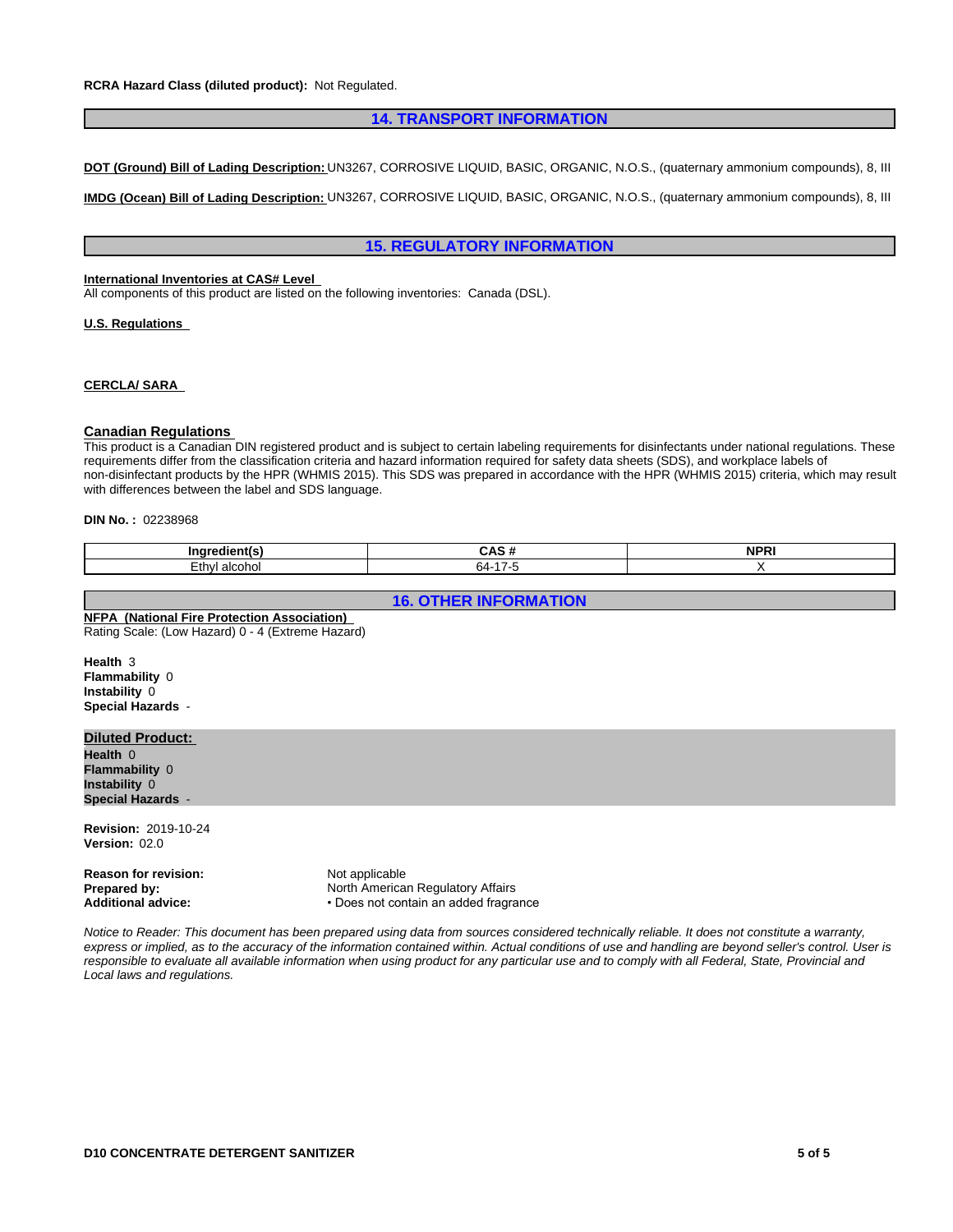**RCRA Hazard Class (diluted product):** Not Regulated.

## 14. TRANSPORT INFORMATION

**DOT (Ground) Bill of Lading Description:** UN3267, CORROSIVE LIQUID, BASIC, ORGANIC, N.O.S., (quaternary ammonium compounds), 8, III

**IMDG (Ocean) Bill of Lading Description:** UN3267, CORROSIVE LIQUID, BASIC, ORGANIC, N.O.S., (quaternary ammonium compounds), 8, III

## 15. REGULATORY INFORMATION

**International Inventories at CAS# Level**

All components of this product are listed on the following inventories: Canada (DSL).

**U.S. Regulations**

**CERCLA/ SARA**

**Canadian Regulations**

This product is a Canadian DIN registered product and is subject to certain labeling requirements for disinfectants under national regulations. These requirements differ from the classification criteria and hazard information required for safety data sheets (SDS), and workplace labels of non-disinfectant products by the HPR (WHMIS 2015). This SDS was prepared in accordance with the HPR (WHMIS 2015) criteria, which may result with differences between the label and SDS language.

**DIN No. :** 02238968

| Ingredient(s) | CAS # | NPRI |
|---|---|---|
| Ethyl alcohol | 64-17-5 | X |

## 16. OTHER INFORMATION

**NFPA (National Fire Protection Association)**

Rating Scale: (Low Hazard) 0 - 4 (Extreme Hazard)

**Health** 3
**Flammability** 0
**Instability** 0
**Special Hazards** -

**Diluted Product:**
**Health** 0
**Flammability** 0
**Instability** 0
**Special Hazards** -

**Revision:** 2019-10-24
**Version:** 02.0

**Reason for revision:** Not applicable
**Prepared by:** North American Regulatory Affairs
**Additional advice:** • Does not contain an added fragrance

*Notice to Reader: This document has been prepared using data from sources considered technically reliable. It does not constitute a warranty, express or implied, as to the accuracy of the information contained within. Actual conditions of use and handling are beyond seller's control. User is responsible to evaluate all available information when using product for any particular use and to comply with all Federal, State, Provincial and Local laws and regulations.*